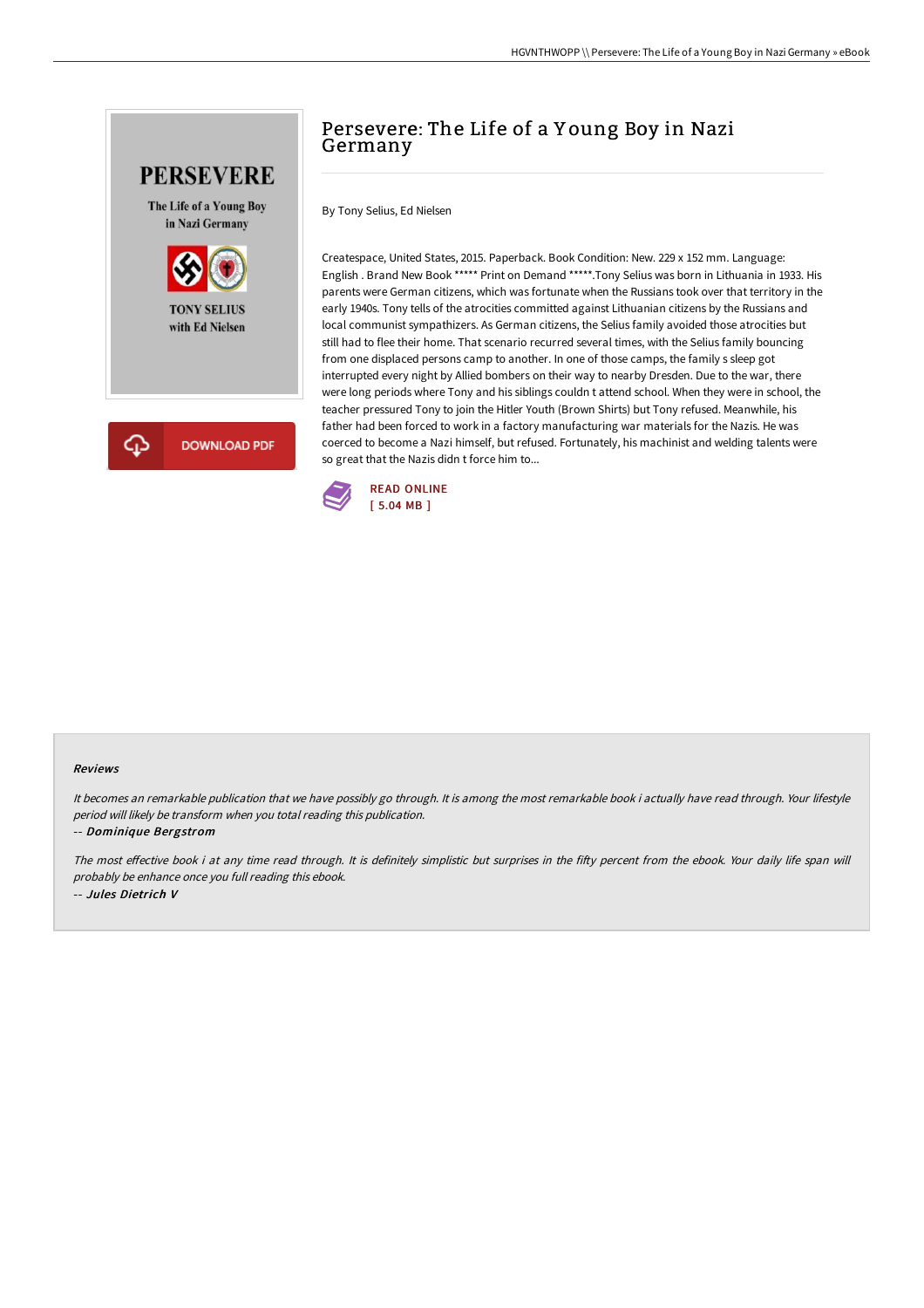# Persevere: The Life of a Young Boy in Nazi Germany

By Tony Selius, Ed Nielsen

Createspace, United States, 2015. Paperback. Book Condition: New. 229 x 152 mm. Language: English . Brand New Book ***** Print on Demand *****.Tony Selius was born in Lithuania in 1933. His parents were German citizens, which was fortunate when the Russians took over that territory in the early 1940s. Tony tells of the atrocities committed against Lithuanian citizens by the Russians and local communist sympathizers. As German citizens, the Selius family avoided those atrocities but still had to flee their home. That scenario recurred several times, with the Selius family bouncing from one displaced persons camp to another. In one of those camps, the family s sleep got interrupted every night by Allied bombers on their way to nearby Dresden. Due to the war, there were long periods where Tony and his siblings couldn t attend school. When they were in school, the teacher pressured Tony to join the Hitler Youth (Brown Shirts) but Tony refused. Meanwhile, his father had been forced to work in a factory manufacturing war materials for the Nazis. He was coerced to become a Nazi himself, but refused. Fortunately, his machinist and welding talents were so great that the Nazis didn t force him to...

DOWNLOAD PDF

READ ONLINE
[ 5.04 MB ]

#### Reviews

*It becomes an remarkable publication that we have possibly go through. It is among the most remarkable book i actually have read through. Your lifestyle period will likely be transform when you total reading this publication.*

*-- Dominique Bergstrom*

*The most effective book i at any time read through. It is definitely simplistic but surprises in the fifty percent from the ebook. Your daily life span will probably be enhance once you full reading this ebook.*

*-- Jules Dietrich V*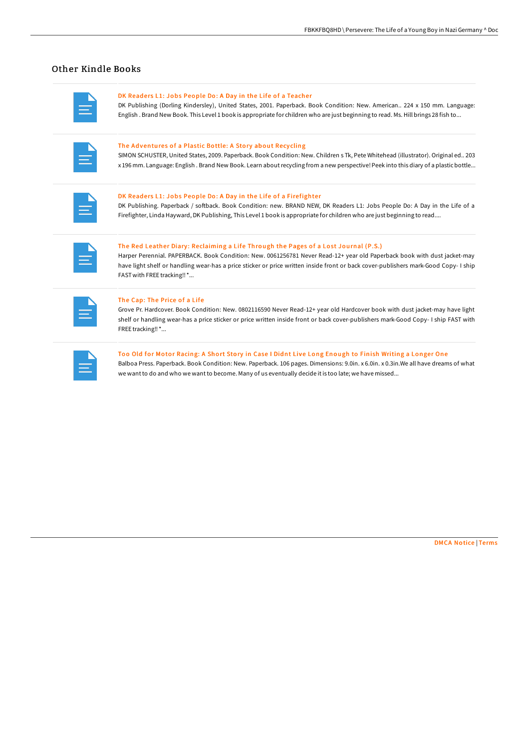## Other Kindle Books

### DK Readers L1: Jobs People Do: A Day in the Life of a Teacher

DK Publishing (Dorling Kindersley), United States, 2001. Paperback. Book Condition: New. American.. 224 x 150 mm. Language: English . Brand New Book. This Level 1 book is appropriate for children who are just beginning to read. Ms. Hill brings 28 fish to...

### The Adventures of a Plastic Bottle: A Story about Recycling

SIMON SCHUSTER, United States, 2009. Paperback. Book Condition: New. Children s Tk, Pete Whitehead (illustrator). Original ed.. 203 x 196 mm. Language: English . Brand New Book. Learn about recycling from a new perspective! Peek into this diary of a plastic bottle...

### DK Readers L1: Jobs People Do: A Day in the Life of a Firefighter

DK Publishing. Paperback / softback. Book Condition: new. BRAND NEW, DK Readers L1: Jobs People Do: A Day in the Life of a Firefighter, Linda Hayward, DK Publishing, This Level 1 book is appropriate for children who are just beginning to read....

### The Red Leather Diary: Reclaiming a Life Through the Pages of a Lost Journal (P.S.)

Harper Perennial. PAPERBACK. Book Condition: New. 0061256781 Never Read-12+ year old Paperback book with dust jacket-may have light shelf or handling wear-has a price sticker or price written inside front or back cover-publishers mark-Good Copy- I ship FAST with FREE tracking!! *...

### The Cap: The Price of a Life

Grove Pr. Hardcover. Book Condition: New. 0802116590 Never Read-12+ year old Hardcover book with dust jacket-may have light shelf or handling wear-has a price sticker or price written inside front or back cover-publishers mark-Good Copy- I ship FAST with FREE tracking!! *...

### Too Old for Motor Racing: A Short Story in Case I Didnt Live Long Enough to Finish Writing a Longer One

Balboa Press. Paperback. Book Condition: New. Paperback. 106 pages. Dimensions: 9.0in. x 6.0in. x 0.3in.We all have dreams of what we want to do and who we want to become. Many of us eventually decide it is too late; we have missed...

DMCA Notice | Terms